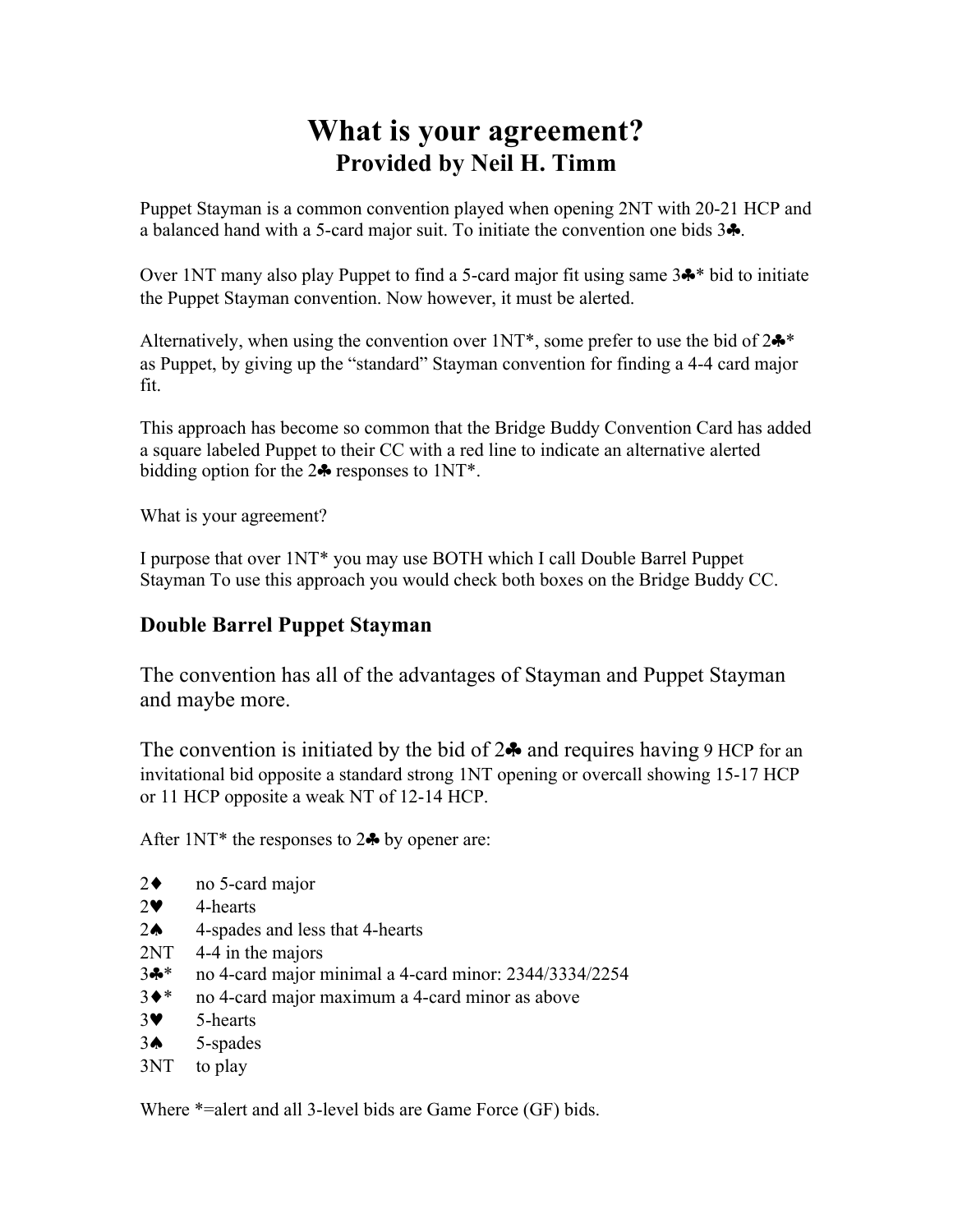# What is your agreement?

## Provided by Neil H. Timm

Puppet Stayman is a common convention played when opening 2NT with 20-21 HCP and a balanced hand with a 5-card major suit. To initiate the convention one bids 3♣.

Over 1NT many also play Puppet to find a 5-card major fit using same 3♣* bid to initiate the Puppet Stayman convention. Now however, it must be alerted.

Alternatively, when using the convention over 1NT*, some prefer to use the bid of 2♣* as Puppet, by giving up the “standard” Stayman convention for finding a 4-4 card major fit.

This approach has become so common that the Bridge Buddy Convention Card has added a square labeled Puppet to their CC with a red line to indicate an alternative alerted bidding option for the 2♣ responses to 1NT*.

What is your agreement?

I purpose that over 1NT* you may use BOTH which I call Double Barrel Puppet Stayman To use this approach you would check both boxes on the Bridge Buddy CC.

### Double Barrel Puppet Stayman

The convention has all of the advantages of Stayman and Puppet Stayman and maybe more.

The convention is initiated by the bid of 2♣ and requires having 9 HCP for an invitational bid opposite a standard strong 1NT opening or overcall showing 15-17 HCP or 11 HCP opposite a weak NT of 12-14 HCP.

After 1NT* the responses to 2♣ by opener are:

| | |
|---|---|
| 2♦ | no 5-card major |
| 2♥ | 4-hearts |
| 2♠ | 4-spades and less that 4-hearts |
| 2NT | 4-4 in the majors |
| 3♣* | no 4-card major minimal a 4-card minor: 2344/3334/2254 |
| 3♦* | no 4-card major maximum a 4-card minor as above |
| 3♥ | 5-hearts |
| 3♠ | 5-spades |
| 3NT | to play |

Where *=alert and all 3-level bids are Game Force (GF) bids.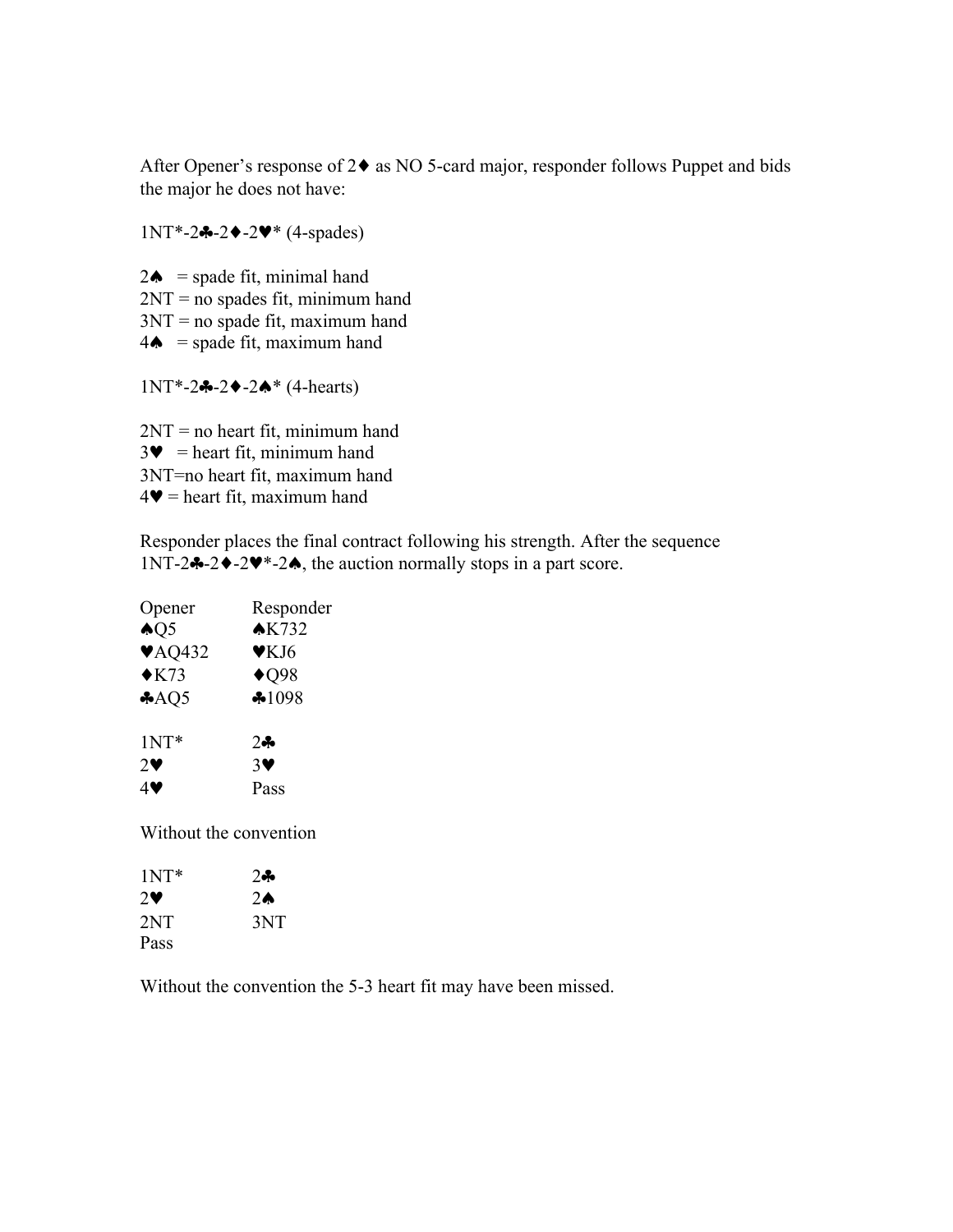After Opener's response of 2♦ as NO 5-card major, responder follows Puppet and bids the major he does not have:

1NT*-2♣-2♦-2♥* (4-spades)

2♠ = spade fit, minimal hand
2NT = no spades fit, minimum hand
3NT = no spade fit, maximum hand
4♠ = spade fit, maximum hand

1NT*-2♣-2♦-2♠* (4-hearts)

2NT = no heart fit, minimum hand
3♥ = heart fit, minimum hand
3NT=no heart fit, maximum hand
4♥ = heart fit, maximum hand

Responder places the final contract following his strength. After the sequence 1NT-2♣-2♦-2♥*-2♠, the auction normally stops in a part score.

| Opener | Responder |
| --- | --- |
| ♠Q5 | ♠K732 |
| ♥AQ432 | ♥KJ6 |
| ♦K73 | ♦Q98 |
| ♣AQ5 | ♣1098 |
| | |
| 1NT* | 2♣ |
| 2♥ | 3♥ |
| 4♥ | Pass |

Without the convention

| | |
| --- | --- |
| 1NT* | 2♣ |
| 2♥ | 2♠ |
| 2NT | 3NT |
| Pass | |

Without the convention the 5-3 heart fit may have been missed.